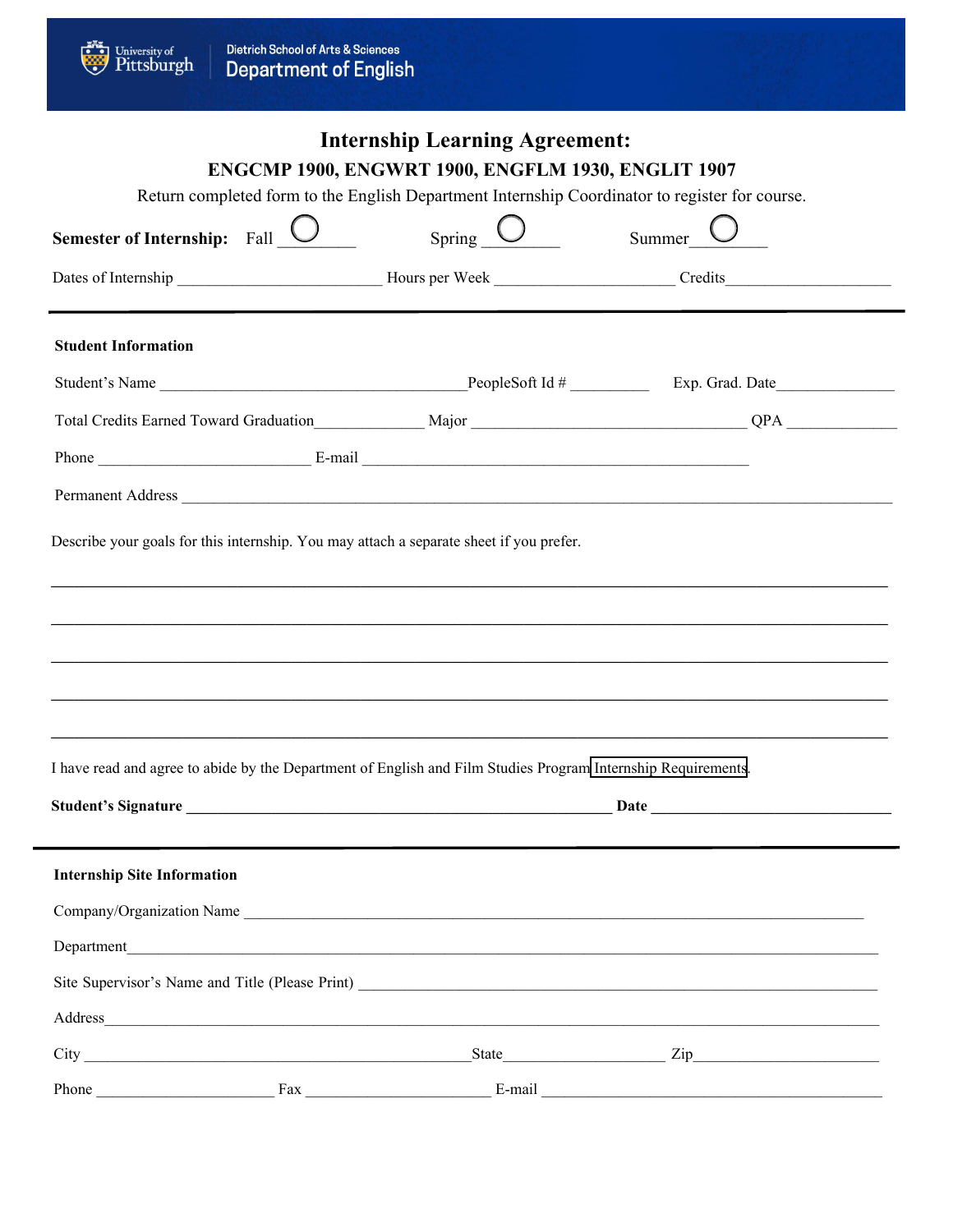University of Pittsburgh | Dietrich School of Arts & Sciences Department of English

# Internship Learning Agreement:

## ENGCMP 1900, ENGWRT 1900, ENGFLM 1930, ENGLIT 1907

Return completed form to the English Department Internship Coordinator to register for course.

**Semester of Internship:** Fall ◯ ________ Spring ◯ ________ Summer ◯ ________

Dates of Internship ________________________ Hours per Week ______________________ Credits____________________

---

**Student Information**

Student's Name ______________________________________PeopleSoft Id # __________ Exp. Grad. Date______________

Total Credits Earned Toward Graduation_____________ Major __________________________________ QPA _____________

Phone __________________________ E-mail _______________________________________________

Permanent Address ______________________________________________________________________________________

Describe your goals for this internship. You may attach a separate sheet if you prefer.

__________________________________________________________________________________________________

__________________________________________________________________________________________________

__________________________________________________________________________________________________

__________________________________________________________________________________________________

__________________________________________________________________________________________________

I have read and agree to abide by the Department of English and Film Studies Program Internship Requirements.

**Student's Signature** _____________________________________________________ **Date** ______________________________

---

**Internship Site Information**

Company/Organization Name ____________________________________________________________________________

Department_____________________________________________________________________________________________

Site Supervisor's Name and Title (Please Print) _________________________________________________________________

Address_______________________________________________________________________________________________

City ______________________________________________State____________________ Zip______________________

Phone ______________________ Fax _______________________ E-mail _____________________________________________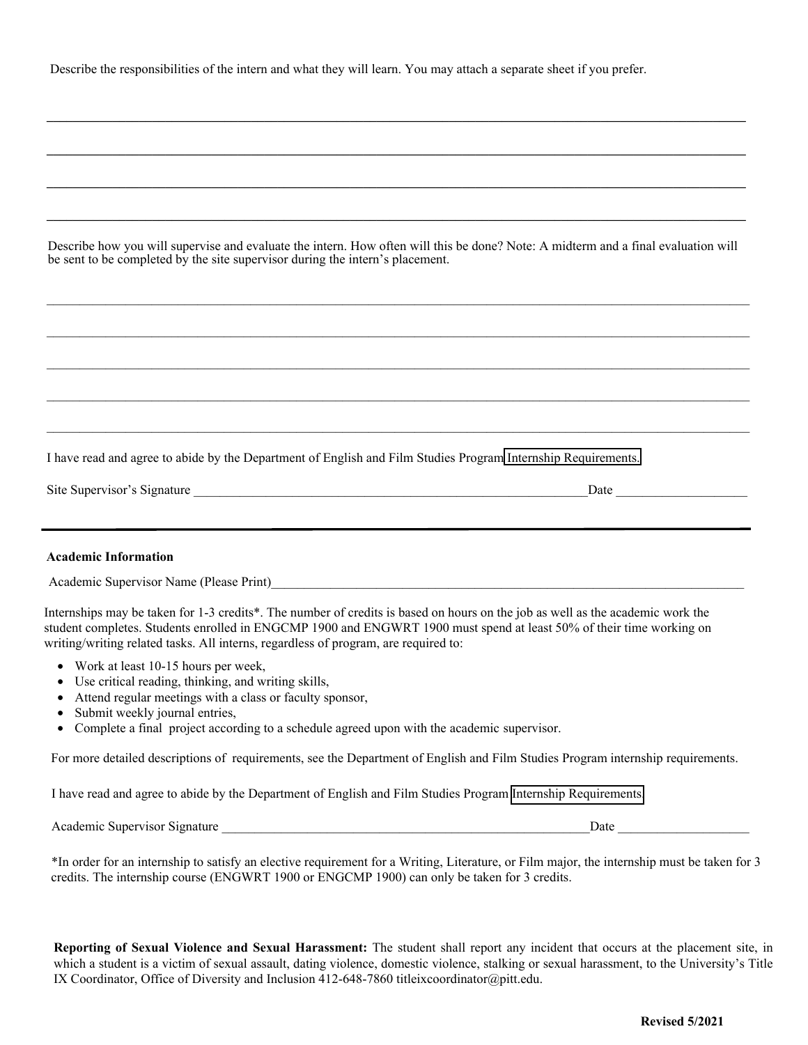Describe the responsibilities of the intern and what they will learn. You may attach a separate sheet if you prefer.

\_\_\_\_\_\_\_\_\_\_\_\_\_\_\_\_\_\_\_\_\_\_\_\_\_\_\_\_\_\_\_\_\_\_\_\_\_\_\_\_\_\_\_\_\_\_\_\_\_\_\_\_\_\_\_\_\_\_\_\_\_\_\_\_\_\_\_\_\_\_\_\_\_\_\_\_\_\_

\_\_\_\_\_\_\_\_\_\_\_\_\_\_\_\_\_\_\_\_\_\_\_\_\_\_\_\_\_\_\_\_\_\_\_\_\_\_\_\_\_\_\_\_\_\_\_\_\_\_\_\_\_\_\_\_\_\_\_\_\_\_\_\_\_\_\_\_\_\_\_\_\_\_\_\_\_\_

\_\_\_\_\_\_\_\_\_\_\_\_\_\_\_\_\_\_\_\_\_\_\_\_\_\_\_\_\_\_\_\_\_\_\_\_\_\_\_\_\_\_\_\_\_\_\_\_\_\_\_\_\_\_\_\_\_\_\_\_\_\_\_\_\_\_\_\_\_\_\_\_\_\_\_\_\_\_

\_\_\_\_\_\_\_\_\_\_\_\_\_\_\_\_\_\_\_\_\_\_\_\_\_\_\_\_\_\_\_\_\_\_\_\_\_\_\_\_\_\_\_\_\_\_\_\_\_\_\_\_\_\_\_\_\_\_\_\_\_\_\_\_\_\_\_\_\_\_\_\_\_\_\_\_\_\_

Describe how you will supervise and evaluate the intern. How often will this be done? Note: A midterm and a final evaluation will be sent to be completed by the site supervisor during the intern's placement.

\_\_\_\_\_\_\_\_\_\_\_\_\_\_\_\_\_\_\_\_\_\_\_\_\_\_\_\_\_\_\_\_\_\_\_\_\_\_\_\_\_\_\_\_\_\_\_\_\_\_\_\_\_\_\_\_\_\_\_\_\_\_\_\_\_\_\_\_\_\_\_\_\_\_\_\_\_\_

\_\_\_\_\_\_\_\_\_\_\_\_\_\_\_\_\_\_\_\_\_\_\_\_\_\_\_\_\_\_\_\_\_\_\_\_\_\_\_\_\_\_\_\_\_\_\_\_\_\_\_\_\_\_\_\_\_\_\_\_\_\_\_\_\_\_\_\_\_\_\_\_\_\_\_\_\_\_

\_\_\_\_\_\_\_\_\_\_\_\_\_\_\_\_\_\_\_\_\_\_\_\_\_\_\_\_\_\_\_\_\_\_\_\_\_\_\_\_\_\_\_\_\_\_\_\_\_\_\_\_\_\_\_\_\_\_\_\_\_\_\_\_\_\_\_\_\_\_\_\_\_\_\_\_\_\_

\_\_\_\_\_\_\_\_\_\_\_\_\_\_\_\_\_\_\_\_\_\_\_\_\_\_\_\_\_\_\_\_\_\_\_\_\_\_\_\_\_\_\_\_\_\_\_\_\_\_\_\_\_\_\_\_\_\_\_\_\_\_\_\_\_\_\_\_\_\_\_\_\_\_\_\_\_\_

\_\_\_\_\_\_\_\_\_\_\_\_\_\_\_\_\_\_\_\_\_\_\_\_\_\_\_\_\_\_\_\_\_\_\_\_\_\_\_\_\_\_\_\_\_\_\_\_\_\_\_\_\_\_\_\_\_\_\_\_\_\_\_\_\_\_\_\_\_\_\_\_\_\_\_\_\_\_

I have read and agree to abide by the Department of English and Film Studies Program Internship Requirements.

Site Supervisor's Signature \_\_\_\_\_\_\_\_\_\_\_\_\_\_\_\_\_\_\_\_\_\_\_\_\_\_\_\_\_\_\_\_\_\_\_\_\_\_\_\_\_\_\_\_\_\_\_\_\_\_\_\_\_\_\_\_\_\_\_\_\_\_Date \_\_\_\_\_\_\_\_\_\_\_\_\_\_\_\_\_\_\_\_

---

**Academic Information**

Academic Supervisor Name (Please Print)\_\_\_\_\_\_\_\_\_\_\_\_\_\_\_\_\_\_\_\_\_\_\_\_\_\_\_\_\_\_\_\_\_\_\_\_\_\_\_\_\_\_\_\_\_\_\_\_\_\_\_\_\_\_\_\_\_\_\_\_\_\_\_\_\_\_\_\_\_\_\_\_\_\_\_\_\_\_

Internships may be taken for 1-3 credits*. The number of credits is based on hours on the job as well as the academic work the student completes. Students enrolled in ENGCMP 1900 and ENGWRT 1900 must spend at least 50% of their time working on writing/writing related tasks. All interns, regardless of program, are required to:

- Work at least 10-15 hours per week,
- Use critical reading, thinking, and writing skills,
- Attend regular meetings with a class or faculty sponsor,
- Submit weekly journal entries,
- Complete a final project according to a schedule agreed upon with the academic supervisor.

For more detailed descriptions of requirements, see the Department of English and Film Studies Program internship requirements.

I have read and agree to abide by the Department of English and Film Studies Program Internship Requirements.

Academic Supervisor Signature \_\_\_\_\_\_\_\_\_\_\_\_\_\_\_\_\_\_\_\_\_\_\_\_\_\_\_\_\_\_\_\_\_\_\_\_\_\_\_\_\_\_\_\_\_\_\_\_\_\_\_\_\_\_\_\_\_\_\_\_Date \_\_\_\_\_\_\_\_\_\_\_\_\_\_\_\_\_\_\_\_

*In order for an internship to satisfy an elective requirement for a Writing, Literature, or Film major, the internship must be taken for 3 credits. The internship course (ENGWRT 1900 or ENGCMP 1900) can only be taken for 3 credits.

**Reporting of Sexual Violence and Sexual Harassment:** The student shall report any incident that occurs at the placement site, in which a student is a victim of sexual assault, dating violence, domestic violence, stalking or sexual harassment, to the University's Title IX Coordinator, Office of Diversity and Inclusion 412-648-7860 titleixcoordinator@pitt.edu.

**Revised 5/2021**